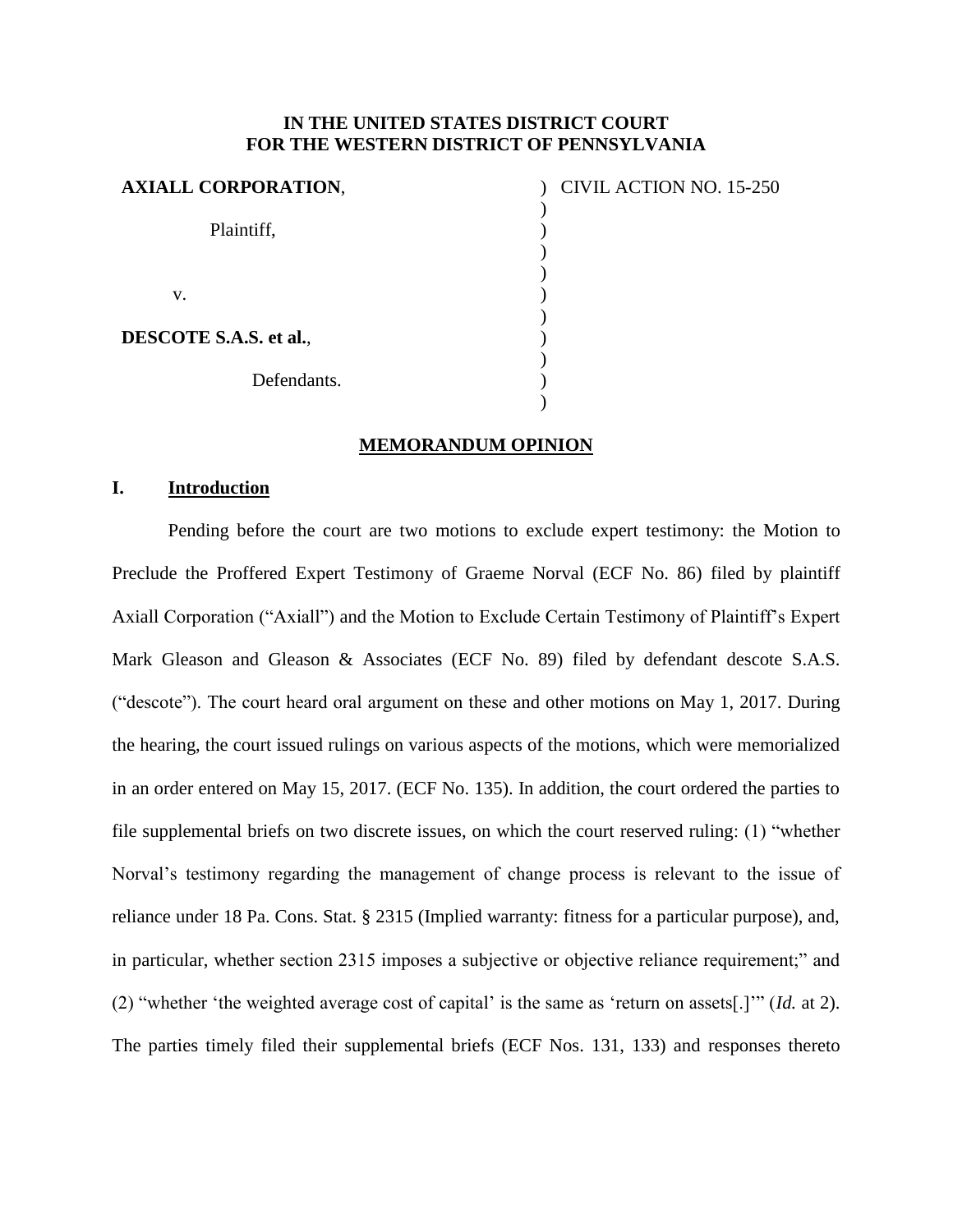**IN THE UNITED STATES DISTRICT COURT**
**FOR THE WESTERN DISTRICT OF PENNSYLVANIA**

| | | |
|---|---|---|
| **AXIALL CORPORATION**, | ) | CIVIL ACTION NO. 15-250 |
| | ) | |
| Plaintiff, | ) | |
| | ) | |
| | ) | |
| v. | ) | |
| | ) | |
| **DESCOTE S.A.S. et al.**, | ) | |
| | ) | |
| Defendants. | ) | |
| | ) | |

**MEMORANDUM OPINION**

## I. Introduction

Pending before the court are two motions to exclude expert testimony: the Motion to Preclude the Proffered Expert Testimony of Graeme Norval (ECF No. 86) filed by plaintiff Axiall Corporation ("Axiall") and the Motion to Exclude Certain Testimony of Plaintiff's Expert Mark Gleason and Gleason & Associates (ECF No. 89) filed by defendant descote S.A.S. ("descote"). The court heard oral argument on these and other motions on May 1, 2017. During the hearing, the court issued rulings on various aspects of the motions, which were memorialized in an order entered on May 15, 2017. (ECF No. 135). In addition, the court ordered the parties to file supplemental briefs on two discrete issues, on which the court reserved ruling: (1) "whether Norval's testimony regarding the management of change process is relevant to the issue of reliance under 18 Pa. Cons. Stat. § 2315 (Implied warranty: fitness for a particular purpose), and, in particular, whether section 2315 imposes a subjective or objective reliance requirement;" and (2) "whether 'the weighted average cost of capital' is the same as 'return on assets[.]'" (*Id.* at 2). The parties timely filed their supplemental briefs (ECF Nos. 131, 133) and responses thereto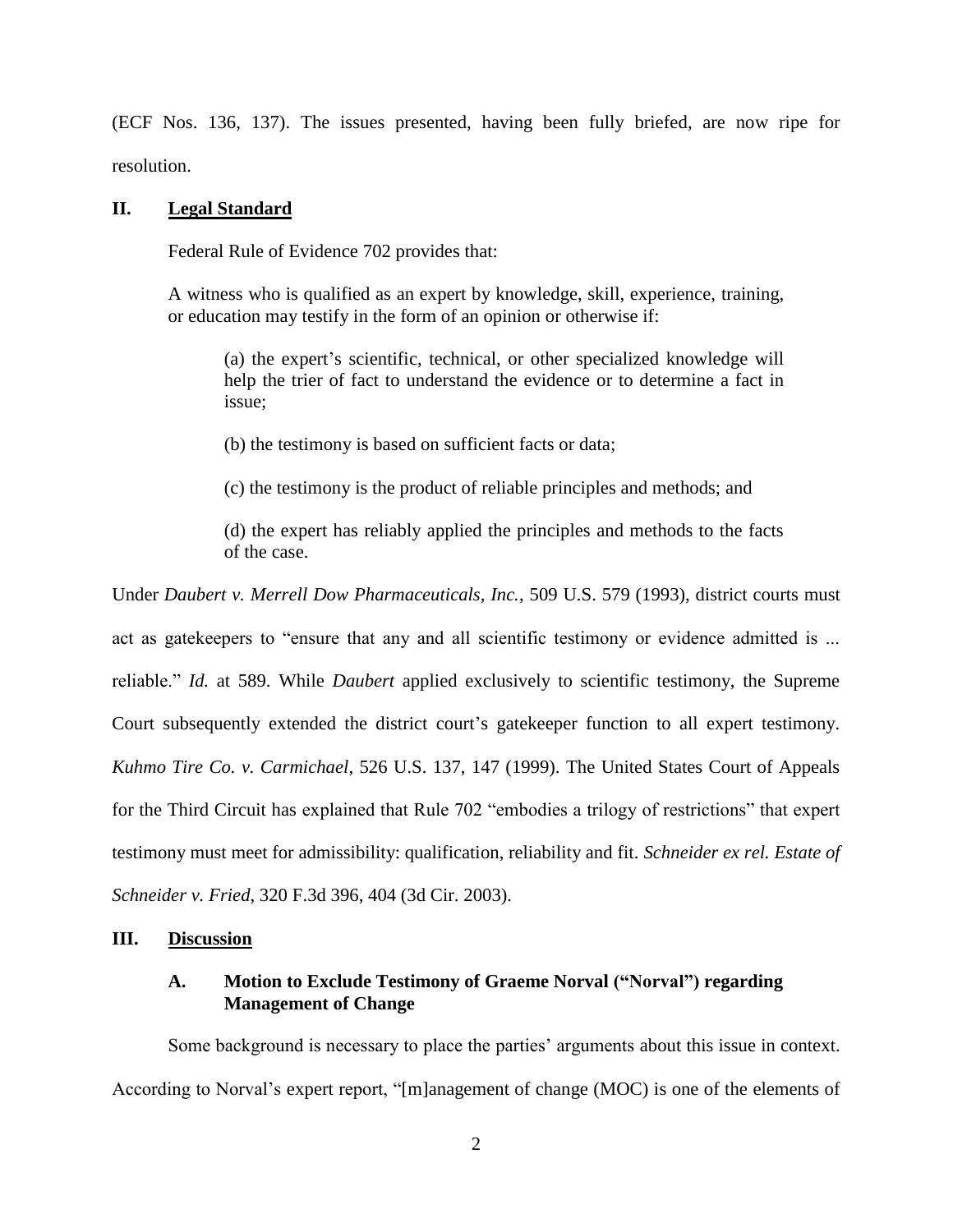(ECF Nos. 136, 137). The issues presented, having been fully briefed, are now ripe for resolution.

## II. Legal Standard

Federal Rule of Evidence 702 provides that:

> A witness who is qualified as an expert by knowledge, skill, experience, training, or education may testify in the form of an opinion or otherwise if:
>
> (a) the expert's scientific, technical, or other specialized knowledge will help the trier of fact to understand the evidence or to determine a fact in issue;
>
> (b) the testimony is based on sufficient facts or data;
>
> (c) the testimony is the product of reliable principles and methods; and
>
> (d) the expert has reliably applied the principles and methods to the facts of the case.

Under *Daubert v. Merrell Dow Pharmaceuticals, Inc.*, 509 U.S. 579 (1993), district courts must act as gatekeepers to "ensure that any and all scientific testimony or evidence admitted is ... reliable." *Id.* at 589. While *Daubert* applied exclusively to scientific testimony, the Supreme Court subsequently extended the district court's gatekeeper function to all expert testimony. *Kuhmo Tire Co. v. Carmichael*, 526 U.S. 137, 147 (1999). The United States Court of Appeals for the Third Circuit has explained that Rule 702 "embodies a trilogy of restrictions" that expert testimony must meet for admissibility: qualification, reliability and fit. *Schneider ex rel. Estate of Schneider v. Fried*, 320 F.3d 396, 404 (3d Cir. 2003).

## III. Discussion

### A. Motion to Exclude Testimony of Graeme Norval ("Norval") regarding Management of Change

Some background is necessary to place the parties' arguments about this issue in context. According to Norval's expert report, "[m]anagement of change (MOC) is one of the elements of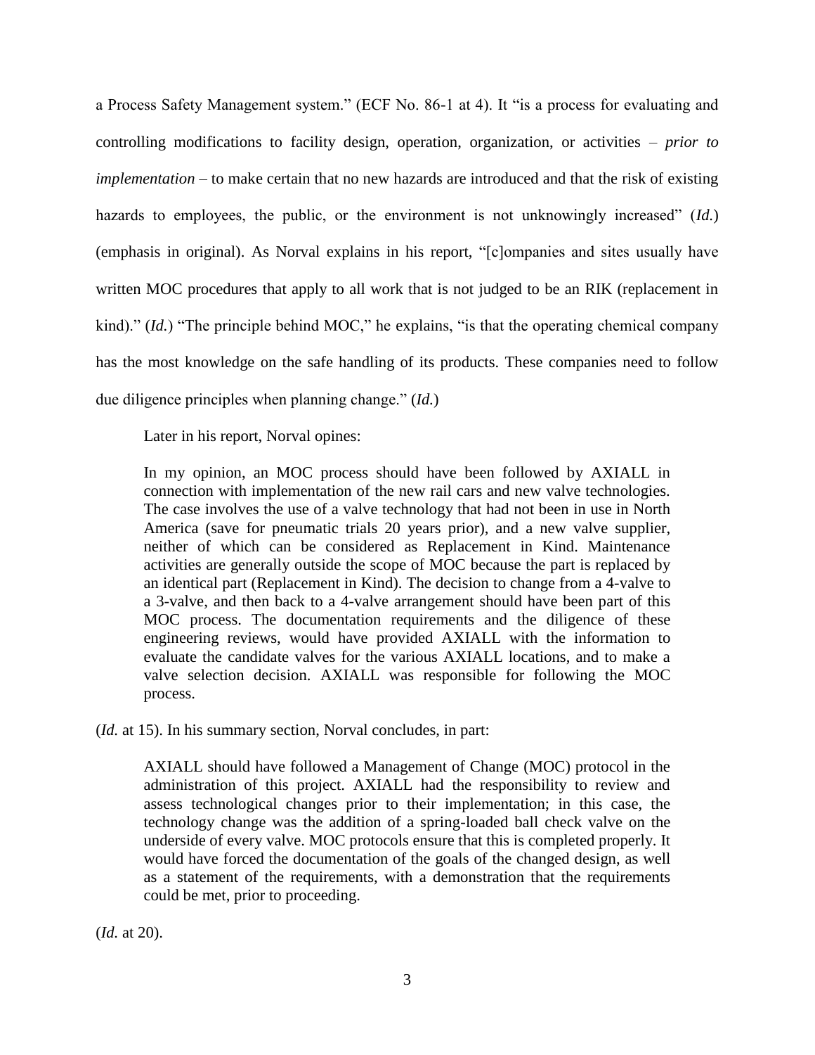a Process Safety Management system." (ECF No. 86-1 at 4). It "is a process for evaluating and controlling modifications to facility design, operation, organization, or activities – *prior to implementation* – to make certain that no new hazards are introduced and that the risk of existing hazards to employees, the public, or the environment is not unknowingly increased" (*Id.*) (emphasis in original). As Norval explains in his report, "[c]ompanies and sites usually have written MOC procedures that apply to all work that is not judged to be an RIK (replacement in kind)." (*Id.*) "The principle behind MOC," he explains, "is that the operating chemical company has the most knowledge on the safe handling of its products. These companies need to follow due diligence principles when planning change." (*Id.*)

Later in his report, Norval opines:

> In my opinion, an MOC process should have been followed by AXIALL in connection with implementation of the new rail cars and new valve technologies. The case involves the use of a valve technology that had not been in use in North America (save for pneumatic trials 20 years prior), and a new valve supplier, neither of which can be considered as Replacement in Kind. Maintenance activities are generally outside the scope of MOC because the part is replaced by an identical part (Replacement in Kind). The decision to change from a 4-valve to a 3-valve, and then back to a 4-valve arrangement should have been part of this MOC process. The documentation requirements and the diligence of these engineering reviews, would have provided AXIALL with the information to evaluate the candidate valves for the various AXIALL locations, and to make a valve selection decision. AXIALL was responsible for following the MOC process.

(*Id.* at 15). In his summary section, Norval concludes, in part:

> AXIALL should have followed a Management of Change (MOC) protocol in the administration of this project. AXIALL had the responsibility to review and assess technological changes prior to their implementation; in this case, the technology change was the addition of a spring-loaded ball check valve on the underside of every valve. MOC protocols ensure that this is completed properly. It would have forced the documentation of the goals of the changed design, as well as a statement of the requirements, with a demonstration that the requirements could be met, prior to proceeding.

(*Id.* at 20).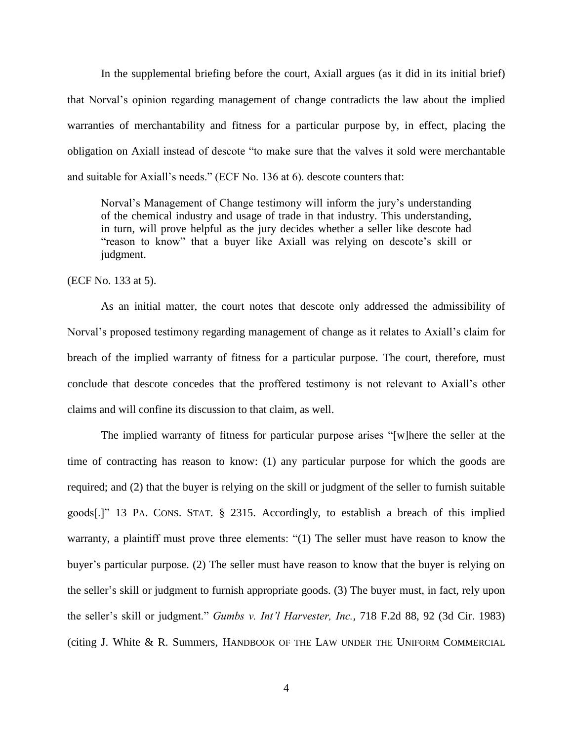In the supplemental briefing before the court, Axiall argues (as it did in its initial brief) that Norval's opinion regarding management of change contradicts the law about the implied warranties of merchantability and fitness for a particular purpose by, in effect, placing the obligation on Axiall instead of descote "to make sure that the valves it sold were merchantable and suitable for Axiall's needs." (ECF No. 136 at 6). descote counters that:

> Norval's Management of Change testimony will inform the jury's understanding of the chemical industry and usage of trade in that industry. This understanding, in turn, will prove helpful as the jury decides whether a seller like descote had "reason to know" that a buyer like Axiall was relying on descote's skill or judgment.

(ECF No. 133 at 5).

As an initial matter, the court notes that descote only addressed the admissibility of Norval's proposed testimony regarding management of change as it relates to Axiall's claim for breach of the implied warranty of fitness for a particular purpose. The court, therefore, must conclude that descote concedes that the proffered testimony is not relevant to Axiall's other claims and will confine its discussion to that claim, as well.

The implied warranty of fitness for particular purpose arises "[w]here the seller at the time of contracting has reason to know: (1) any particular purpose for which the goods are required; and (2) that the buyer is relying on the skill or judgment of the seller to furnish suitable goods[.]" 13 PA. CONS. STAT. § 2315. Accordingly, to establish a breach of this implied warranty, a plaintiff must prove three elements: "(1) The seller must have reason to know the buyer's particular purpose. (2) The seller must have reason to know that the buyer is relying on the seller's skill or judgment to furnish appropriate goods. (3) The buyer must, in fact, rely upon the seller's skill or judgment." *Gumbs v. Int'l Harvester, Inc.*, 718 F.2d 88, 92 (3d Cir. 1983) (citing J. White & R. Summers, HANDBOOK OF THE LAW UNDER THE UNIFORM COMMERCIAL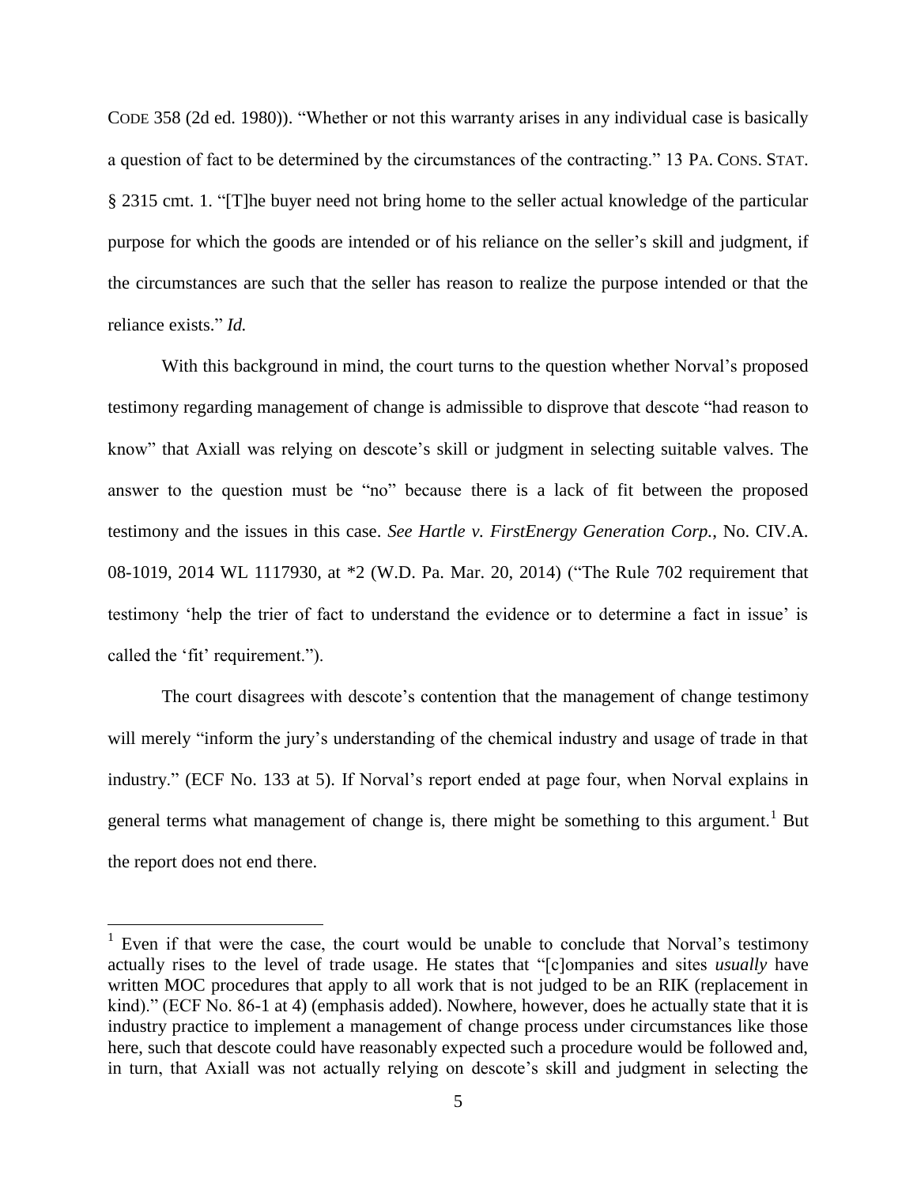CODE 358 (2d ed. 1980)). "Whether or not this warranty arises in any individual case is basically a question of fact to be determined by the circumstances of the contracting." 13 PA. CONS. STAT. § 2315 cmt. 1. "[T]he buyer need not bring home to the seller actual knowledge of the particular purpose for which the goods are intended or of his reliance on the seller's skill and judgment, if the circumstances are such that the seller has reason to realize the purpose intended or that the reliance exists." *Id.*

With this background in mind, the court turns to the question whether Norval's proposed testimony regarding management of change is admissible to disprove that descote "had reason to know" that Axiall was relying on descote's skill or judgment in selecting suitable valves. The answer to the question must be "no" because there is a lack of fit between the proposed testimony and the issues in this case. *See Hartle v. FirstEnergy Generation Corp.*, No. CIV.A. 08-1019, 2014 WL 1117930, at *2 (W.D. Pa. Mar. 20, 2014) ("The Rule 702 requirement that testimony 'help the trier of fact to understand the evidence or to determine a fact in issue' is called the 'fit' requirement.").

The court disagrees with descote's contention that the management of change testimony will merely "inform the jury's understanding of the chemical industry and usage of trade in that industry." (ECF No. 133 at 5). If Norval's report ended at page four, when Norval explains in general terms what management of change is, there might be something to this argument.[1] But the report does not end there.

---

[1] Even if that were the case, the court would be unable to conclude that Norval's testimony actually rises to the level of trade usage. He states that "[c]ompanies and sites *usually* have written MOC procedures that apply to all work that is not judged to be an RIK (replacement in kind)." (ECF No. 86-1 at 4) (emphasis added). Nowhere, however, does he actually state that it is industry practice to implement a management of change process under circumstances like those here, such that descote could have reasonably expected such a procedure would be followed and, in turn, that Axiall was not actually relying on descote's skill and judgment in selecting the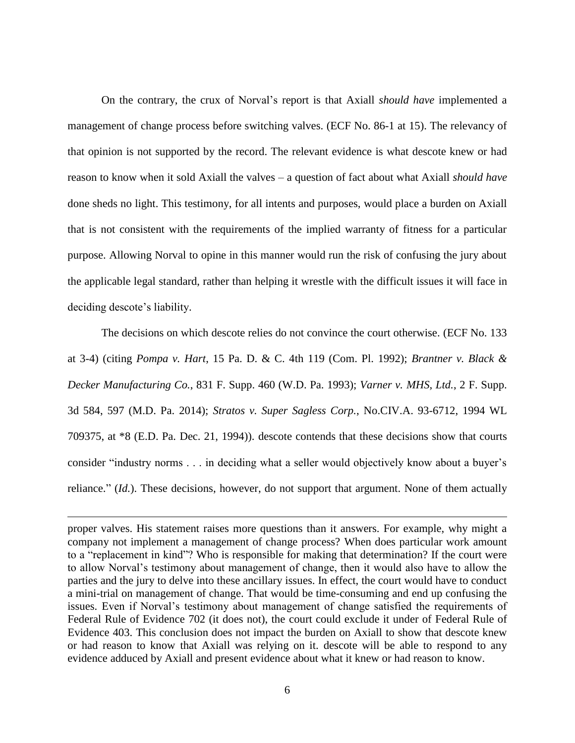On the contrary, the crux of Norval's report is that Axiall *should have* implemented a management of change process before switching valves. (ECF No. 86-1 at 15). The relevancy of that opinion is not supported by the record. The relevant evidence is what descote knew or had reason to know when it sold Axiall the valves – a question of fact about what Axiall *should have* done sheds no light. This testimony, for all intents and purposes, would place a burden on Axiall that is not consistent with the requirements of the implied warranty of fitness for a particular purpose. Allowing Norval to opine in this manner would run the risk of confusing the jury about the applicable legal standard, rather than helping it wrestle with the difficult issues it will face in deciding descote's liability.

The decisions on which descote relies do not convince the court otherwise. (ECF No. 133 at 3-4) (citing *Pompa v. Hart*, 15 Pa. D. & C. 4th 119 (Com. Pl. 1992); *Brantner v. Black & Decker Manufacturing Co.*, 831 F. Supp. 460 (W.D. Pa. 1993); *Varner v. MHS, Ltd.*, 2 F. Supp. 3d 584, 597 (M.D. Pa. 2014); *Stratos v. Super Sagless Corp.*, No.CIV.A. 93-6712, 1994 WL 709375, at *8 (E.D. Pa. Dec. 21, 1994)). descote contends that these decisions show that courts consider "industry norms . . . in deciding what a seller would objectively know about a buyer's reliance." (*Id.*). These decisions, however, do not support that argument. None of them actually

---

proper valves. His statement raises more questions than it answers. For example, why might a company not implement a management of change process? When does particular work amount to a "replacement in kind"? Who is responsible for making that determination? If the court were to allow Norval's testimony about management of change, then it would also have to allow the parties and the jury to delve into these ancillary issues. In effect, the court would have to conduct a mini-trial on management of change. That would be time-consuming and end up confusing the issues. Even if Norval's testimony about management of change satisfied the requirements of Federal Rule of Evidence 702 (it does not), the court could exclude it under of Federal Rule of Evidence 403. This conclusion does not impact the burden on Axiall to show that descote knew or had reason to know that Axiall was relying on it. descote will be able to respond to any evidence adduced by Axiall and present evidence about what it knew or had reason to know.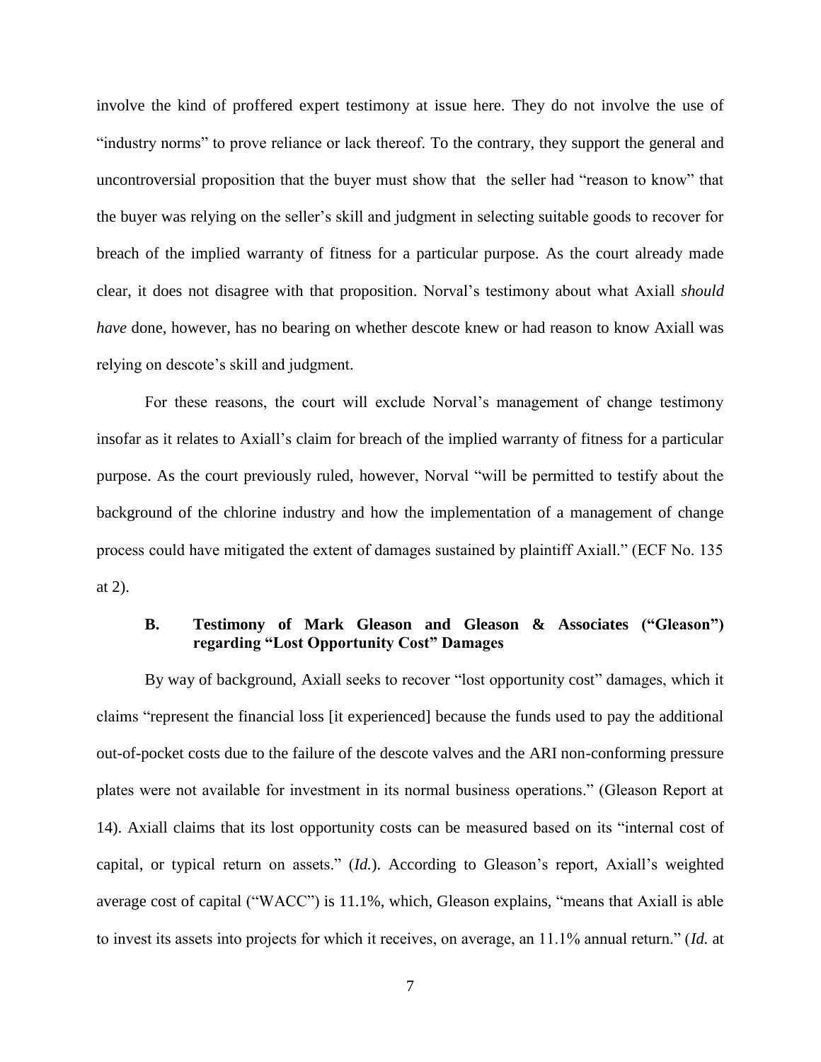involve the kind of proffered expert testimony at issue here. They do not involve the use of "industry norms" to prove reliance or lack thereof. To the contrary, they support the general and uncontroversial proposition that the buyer must show that the seller had "reason to know" that the buyer was relying on the seller's skill and judgment in selecting suitable goods to recover for breach of the implied warranty of fitness for a particular purpose. As the court already made clear, it does not disagree with that proposition. Norval's testimony about what Axiall *should have* done, however, has no bearing on whether descote knew or had reason to know Axiall was relying on descote's skill and judgment.

For these reasons, the court will exclude Norval's management of change testimony insofar as it relates to Axiall's claim for breach of the implied warranty of fitness for a particular purpose. As the court previously ruled, however, Norval "will be permitted to testify about the background of the chlorine industry and how the implementation of a management of change process could have mitigated the extent of damages sustained by plaintiff Axiall." (ECF No. 135 at 2).

### B. Testimony of Mark Gleason and Gleason & Associates ("Gleason") regarding "Lost Opportunity Cost" Damages

By way of background, Axiall seeks to recover "lost opportunity cost" damages, which it claims "represent the financial loss [it experienced] because the funds used to pay the additional out-of-pocket costs due to the failure of the descote valves and the ARI non-conforming pressure plates were not available for investment in its normal business operations." (Gleason Report at 14). Axiall claims that its lost opportunity costs can be measured based on its "internal cost of capital, or typical return on assets." (*Id.*). According to Gleason's report, Axiall's weighted average cost of capital ("WACC") is 11.1%, which, Gleason explains, "means that Axiall is able to invest its assets into projects for which it receives, on average, an 11.1% annual return." (*Id.* at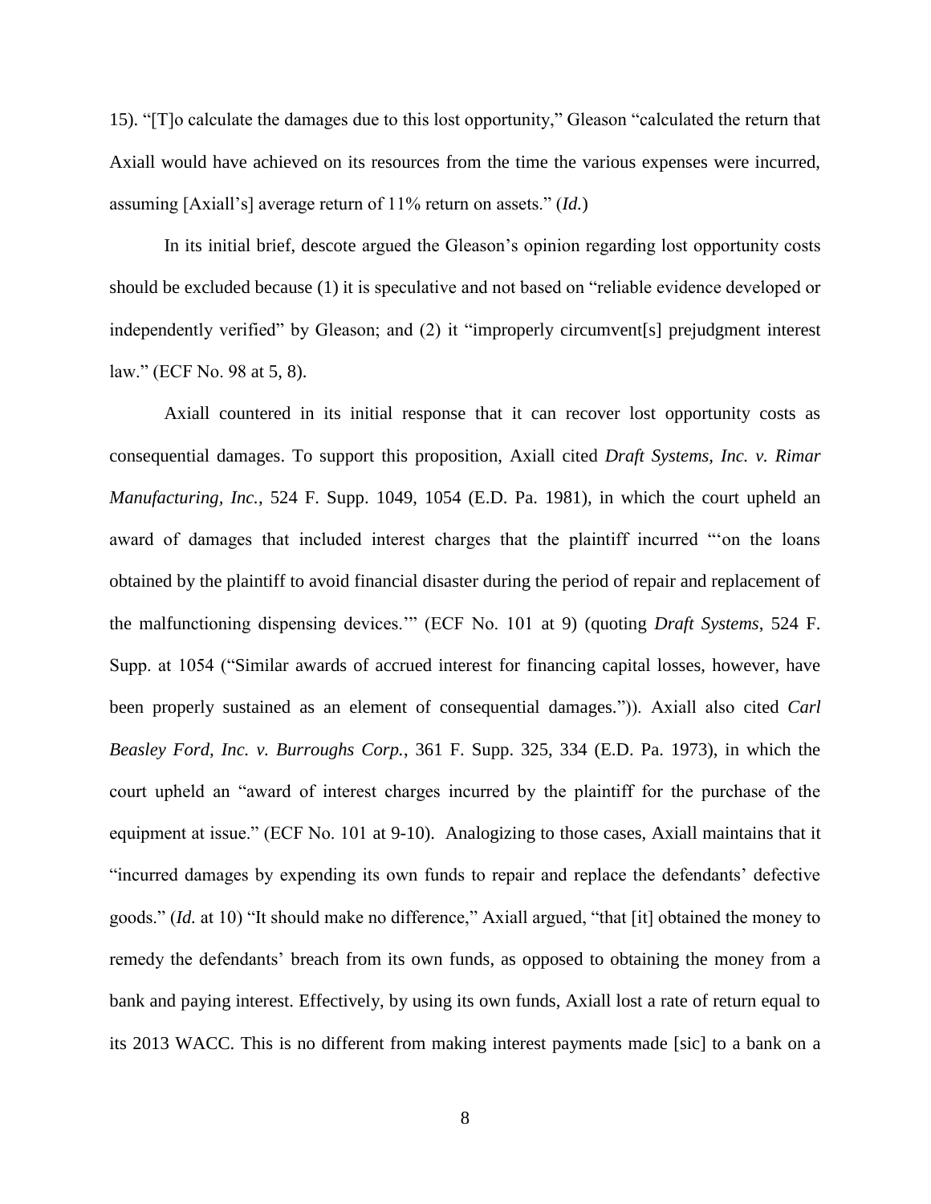15). "[T]o calculate the damages due to this lost opportunity," Gleason "calculated the return that Axiall would have achieved on its resources from the time the various expenses were incurred, assuming [Axiall's] average return of 11% return on assets." (*Id.*)

In its initial brief, descote argued the Gleason's opinion regarding lost opportunity costs should be excluded because (1) it is speculative and not based on "reliable evidence developed or independently verified" by Gleason; and (2) it "improperly circumvent[s] prejudgment interest law." (ECF No. 98 at 5, 8).

Axiall countered in its initial response that it can recover lost opportunity costs as consequential damages. To support this proposition, Axiall cited *Draft Systems, Inc. v. Rimar Manufacturing, Inc.*, 524 F. Supp. 1049, 1054 (E.D. Pa. 1981), in which the court upheld an award of damages that included interest charges that the plaintiff incurred "'on the loans obtained by the plaintiff to avoid financial disaster during the period of repair and replacement of the malfunctioning dispensing devices.'" (ECF No. 101 at 9) (quoting *Draft Systems*, 524 F. Supp. at 1054 ("Similar awards of accrued interest for financing capital losses, however, have been properly sustained as an element of consequential damages.")). Axiall also cited *Carl Beasley Ford, Inc. v. Burroughs Corp.*, 361 F. Supp. 325, 334 (E.D. Pa. 1973), in which the court upheld an "award of interest charges incurred by the plaintiff for the purchase of the equipment at issue." (ECF No. 101 at 9-10). Analogizing to those cases, Axiall maintains that it "incurred damages by expending its own funds to repair and replace the defendants' defective goods." (*Id.* at 10) "It should make no difference," Axiall argued, "that [it] obtained the money to remedy the defendants' breach from its own funds, as opposed to obtaining the money from a bank and paying interest. Effectively, by using its own funds, Axiall lost a rate of return equal to its 2013 WACC. This is no different from making interest payments made [sic] to a bank on a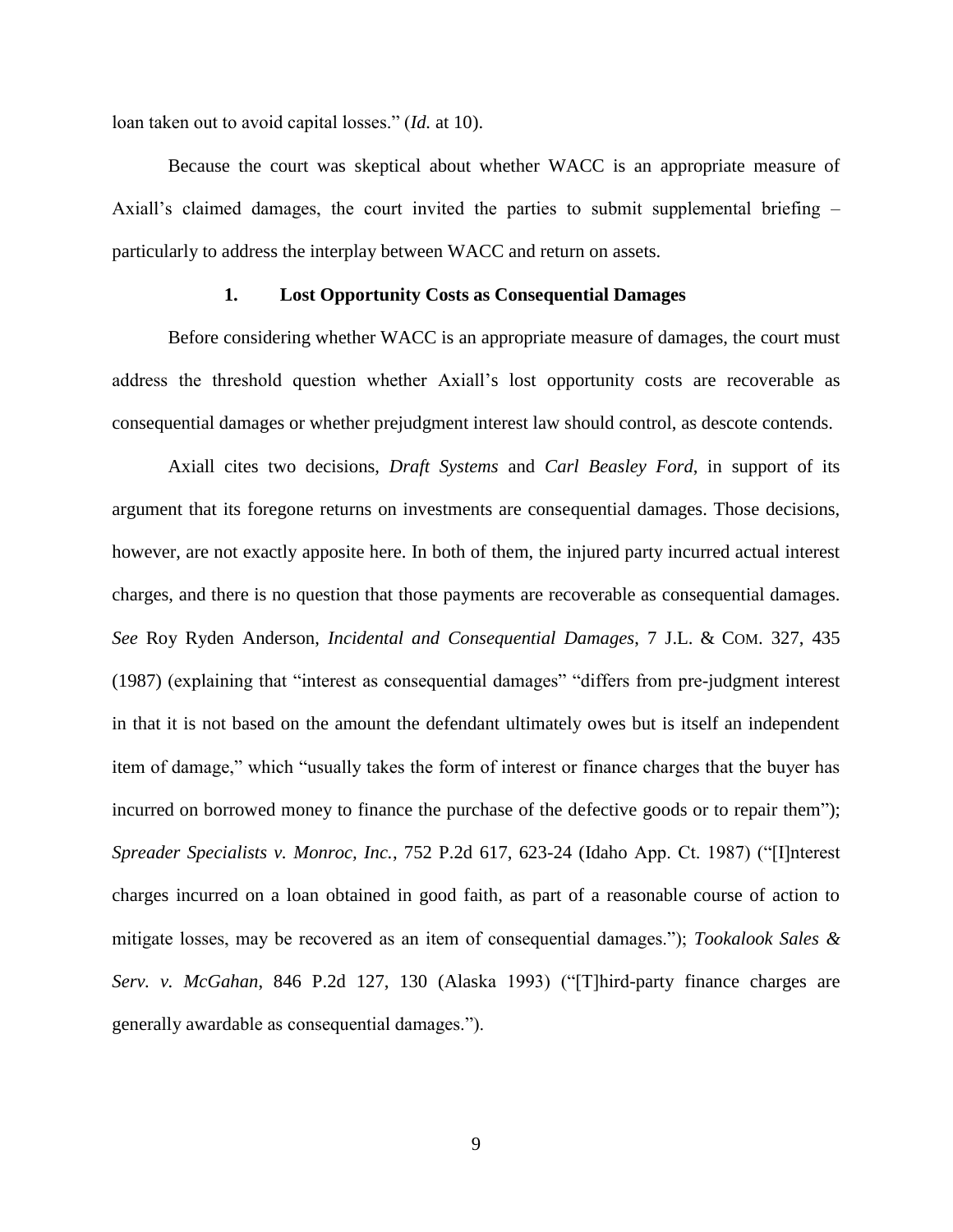loan taken out to avoid capital losses." (*Id.* at 10).

Because the court was skeptical about whether WACC is an appropriate measure of Axiall's claimed damages, the court invited the parties to submit supplemental briefing – particularly to address the interplay between WACC and return on assets.

### 1. Lost Opportunity Costs as Consequential Damages

Before considering whether WACC is an appropriate measure of damages, the court must address the threshold question whether Axiall's lost opportunity costs are recoverable as consequential damages or whether prejudgment interest law should control, as descote contends.

Axiall cites two decisions, *Draft Systems* and *Carl Beasley Ford*, in support of its argument that its foregone returns on investments are consequential damages. Those decisions, however, are not exactly apposite here. In both of them, the injured party incurred actual interest charges, and there is no question that those payments are recoverable as consequential damages. *See* Roy Ryden Anderson, *Incidental and Consequential Damages*, 7 J.L. & COM. 327, 435 (1987) (explaining that "interest as consequential damages" "differs from pre-judgment interest in that it is not based on the amount the defendant ultimately owes but is itself an independent item of damage," which "usually takes the form of interest or finance charges that the buyer has incurred on borrowed money to finance the purchase of the defective goods or to repair them"); *Spreader Specialists v. Monroc, Inc.*, 752 P.2d 617, 623-24 (Idaho App. Ct. 1987) ("[I]nterest charges incurred on a loan obtained in good faith, as part of a reasonable course of action to mitigate losses, may be recovered as an item of consequential damages."); *Tookalook Sales & Serv. v. McGahan*, 846 P.2d 127, 130 (Alaska 1993) ("[T]hird-party finance charges are generally awardable as consequential damages.").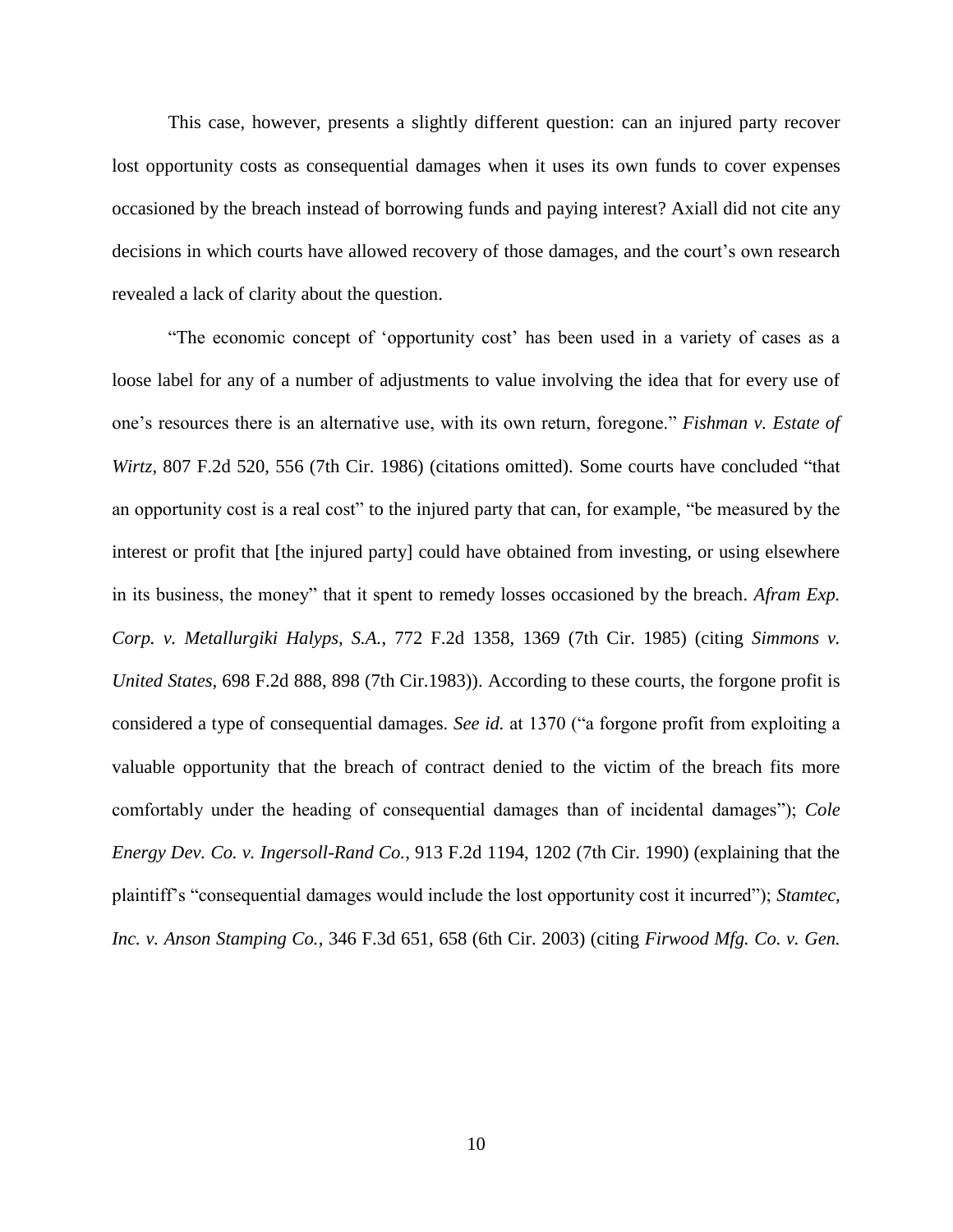This case, however, presents a slightly different question: can an injured party recover lost opportunity costs as consequential damages when it uses its own funds to cover expenses occasioned by the breach instead of borrowing funds and paying interest? Axiall did not cite any decisions in which courts have allowed recovery of those damages, and the court's own research revealed a lack of clarity about the question.

"The economic concept of 'opportunity cost' has been used in a variety of cases as a loose label for any of a number of adjustments to value involving the idea that for every use of one's resources there is an alternative use, with its own return, foregone." *Fishman v. Estate of Wirtz*, 807 F.2d 520, 556 (7th Cir. 1986) (citations omitted). Some courts have concluded "that an opportunity cost is a real cost" to the injured party that can, for example, "be measured by the interest or profit that [the injured party] could have obtained from investing, or using elsewhere in its business, the money" that it spent to remedy losses occasioned by the breach. *Afram Exp. Corp. v. Metallurgiki Halyps, S.A.*, 772 F.2d 1358, 1369 (7th Cir. 1985) (citing *Simmons v. United States*, 698 F.2d 888, 898 (7th Cir.1983)). According to these courts, the forgone profit is considered a type of consequential damages. *See id.* at 1370 ("a forgone profit from exploiting a valuable opportunity that the breach of contract denied to the victim of the breach fits more comfortably under the heading of consequential damages than of incidental damages"); *Cole Energy Dev. Co. v. Ingersoll-Rand Co.*, 913 F.2d 1194, 1202 (7th Cir. 1990) (explaining that the plaintiff's "consequential damages would include the lost opportunity cost it incurred"); *Stamtec, Inc. v. Anson Stamping Co.*, 346 F.3d 651, 658 (6th Cir. 2003) (citing *Firwood Mfg. Co. v. Gen.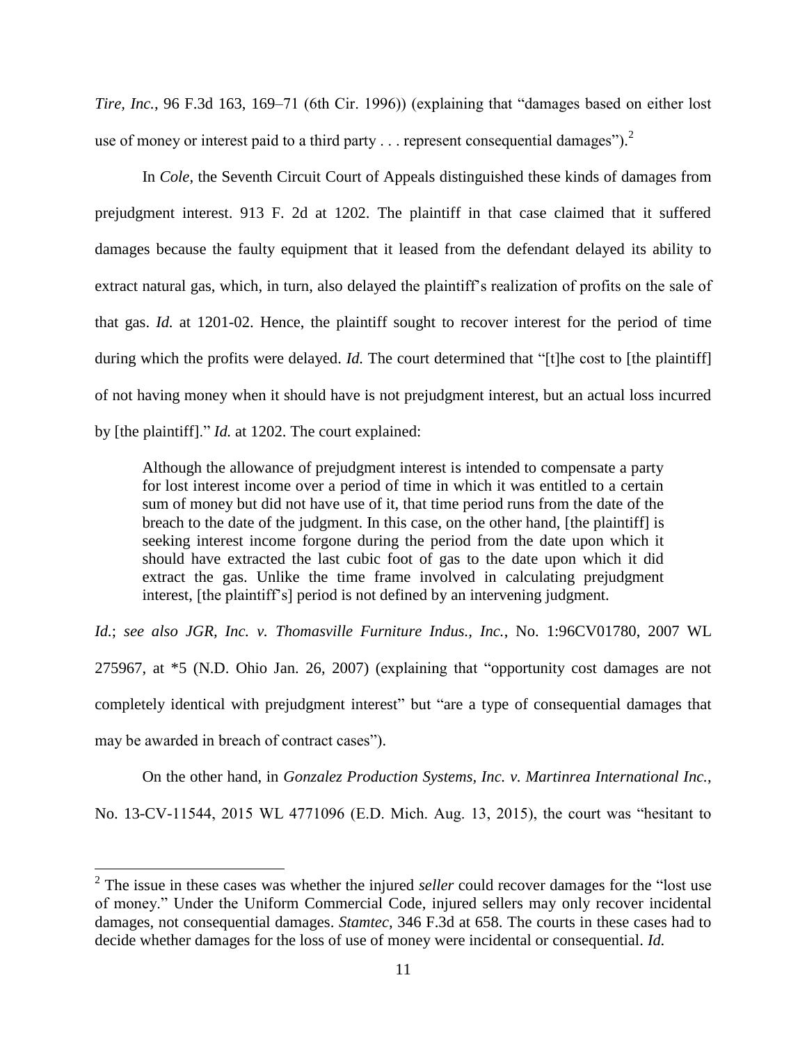*Tire, Inc.*, 96 F.3d 163, 169–71 (6th Cir. 1996)) (explaining that "damages based on either lost use of money or interest paid to a third party . . . represent consequential damages").[2]

In *Cole*, the Seventh Circuit Court of Appeals distinguished these kinds of damages from prejudgment interest. 913 F. 2d at 1202. The plaintiff in that case claimed that it suffered damages because the faulty equipment that it leased from the defendant delayed its ability to extract natural gas, which, in turn, also delayed the plaintiff's realization of profits on the sale of that gas. *Id.* at 1201-02. Hence, the plaintiff sought to recover interest for the period of time during which the profits were delayed. *Id.* The court determined that "[t]he cost to [the plaintiff] of not having money when it should have is not prejudgment interest, but an actual loss incurred by [the plaintiff]." *Id.* at 1202. The court explained:

> Although the allowance of prejudgment interest is intended to compensate a party for lost interest income over a period of time in which it was entitled to a certain sum of money but did not have use of it, that time period runs from the date of the breach to the date of the judgment. In this case, on the other hand, [the plaintiff] is seeking interest income forgone during the period from the date upon which it should have extracted the last cubic foot of gas to the date upon which it did extract the gas. Unlike the time frame involved in calculating prejudgment interest, [the plaintiff's] period is not defined by an intervening judgment.

*Id.*; *see also JGR, Inc. v. Thomasville Furniture Indus., Inc.*, No. 1:96CV01780, 2007 WL 275967, at *5 (N.D. Ohio Jan. 26, 2007) (explaining that "opportunity cost damages are not completely identical with prejudgment interest" but "are a type of consequential damages that may be awarded in breach of contract cases").

On the other hand, in *Gonzalez Production Systems, Inc. v. Martinrea International Inc.*, No. 13-CV-11544, 2015 WL 4771096 (E.D. Mich. Aug. 13, 2015), the court was "hesitant to

---

[2] The issue in these cases was whether the injured *seller* could recover damages for the "lost use of money." Under the Uniform Commercial Code, injured sellers may only recover incidental damages, not consequential damages. *Stamtec*, 346 F.3d at 658. The courts in these cases had to decide whether damages for the loss of use of money were incidental or consequential. *Id.*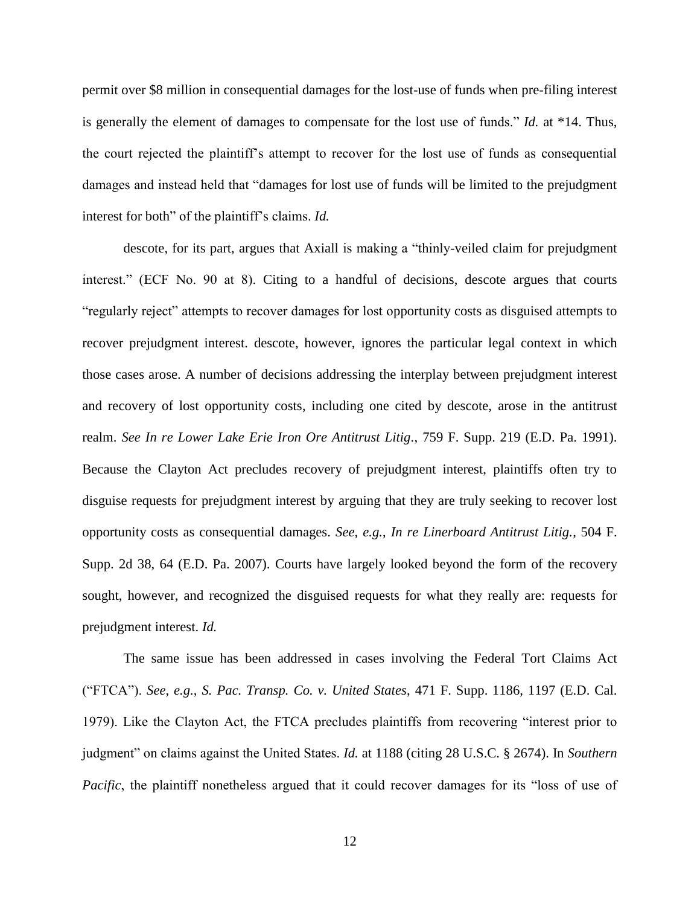permit over $8 million in consequential damages for the lost-use of funds when pre-filing interest is generally the element of damages to compensate for the lost use of funds." *Id.* at *14. Thus, the court rejected the plaintiff's attempt to recover for the lost use of funds as consequential damages and instead held that "damages for lost use of funds will be limited to the prejudgment interest for both" of the plaintiff's claims. *Id.*

descote, for its part, argues that Axiall is making a "thinly-veiled claim for prejudgment interest." (ECF No. 90 at 8). Citing to a handful of decisions, descote argues that courts "regularly reject" attempts to recover damages for lost opportunity costs as disguised attempts to recover prejudgment interest. descote, however, ignores the particular legal context in which those cases arose. A number of decisions addressing the interplay between prejudgment interest and recovery of lost opportunity costs, including one cited by descote, arose in the antitrust realm. *See In re Lower Lake Erie Iron Ore Antitrust Litig.*, 759 F. Supp. 219 (E.D. Pa. 1991). Because the Clayton Act precludes recovery of prejudgment interest, plaintiffs often try to disguise requests for prejudgment interest by arguing that they are truly seeking to recover lost opportunity costs as consequential damages. *See, e.g.*, *In re Linerboard Antitrust Litig.*, 504 F. Supp. 2d 38, 64 (E.D. Pa. 2007). Courts have largely looked beyond the form of the recovery sought, however, and recognized the disguised requests for what they really are: requests for prejudgment interest. *Id.*

The same issue has been addressed in cases involving the Federal Tort Claims Act ("FTCA"). *See, e.g.*, *S. Pac. Transp. Co. v. United States*, 471 F. Supp. 1186, 1197 (E.D. Cal. 1979). Like the Clayton Act, the FTCA precludes plaintiffs from recovering "interest prior to judgment" on claims against the United States. *Id.* at 1188 (citing 28 U.S.C. § 2674). In *Southern Pacific*, the plaintiff nonetheless argued that it could recover damages for its "loss of use of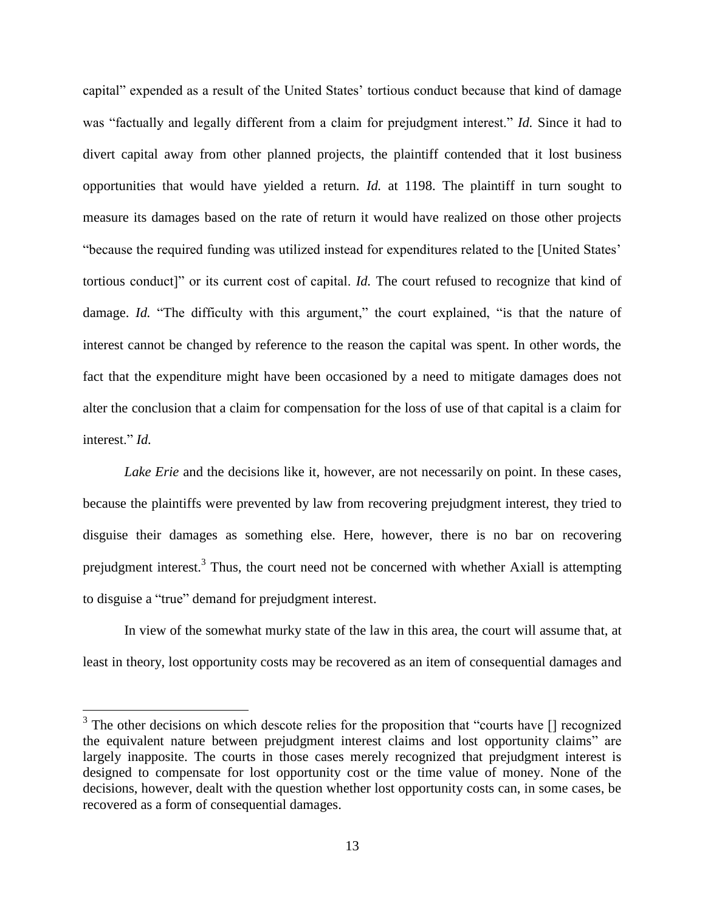capital" expended as a result of the United States' tortious conduct because that kind of damage was "factually and legally different from a claim for prejudgment interest." *Id.* Since it had to divert capital away from other planned projects, the plaintiff contended that it lost business opportunities that would have yielded a return. *Id.* at 1198. The plaintiff in turn sought to measure its damages based on the rate of return it would have realized on those other projects "because the required funding was utilized instead for expenditures related to the [United States' tortious conduct]" or its current cost of capital. *Id.* The court refused to recognize that kind of damage. *Id.* "The difficulty with this argument," the court explained, "is that the nature of interest cannot be changed by reference to the reason the capital was spent. In other words, the fact that the expenditure might have been occasioned by a need to mitigate damages does not alter the conclusion that a claim for compensation for the loss of use of that capital is a claim for interest." *Id.*

*Lake Erie* and the decisions like it, however, are not necessarily on point. In these cases, because the plaintiffs were prevented by law from recovering prejudgment interest, they tried to disguise their damages as something else. Here, however, there is no bar on recovering prejudgment interest.[3] Thus, the court need not be concerned with whether Axiall is attempting to disguise a "true" demand for prejudgment interest.

In view of the somewhat murky state of the law in this area, the court will assume that, at least in theory, lost opportunity costs may be recovered as an item of consequential damages and

[3] The other decisions on which descote relies for the proposition that "courts have [] recognized the equivalent nature between prejudgment interest claims and lost opportunity claims" are largely inapposite. The courts in those cases merely recognized that prejudgment interest is designed to compensate for lost opportunity cost or the time value of money. None of the decisions, however, dealt with the question whether lost opportunity costs can, in some cases, be recovered as a form of consequential damages.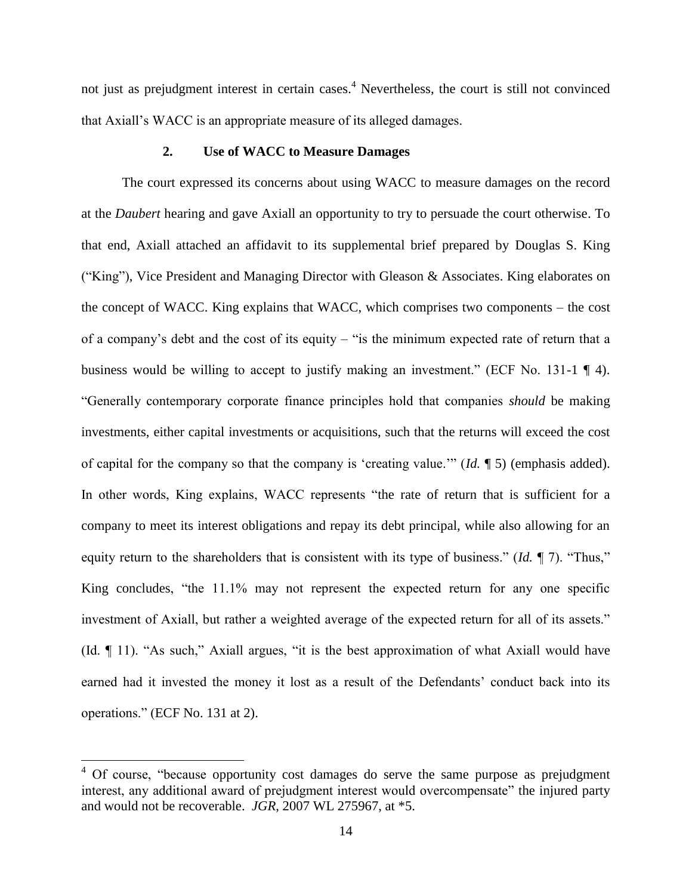not just as prejudgment interest in certain cases.[4] Nevertheless, the court is still not convinced that Axiall's WACC is an appropriate measure of its alleged damages.

### 2. Use of WACC to Measure Damages

The court expressed its concerns about using WACC to measure damages on the record at the *Daubert* hearing and gave Axiall an opportunity to try to persuade the court otherwise. To that end, Axiall attached an affidavit to its supplemental brief prepared by Douglas S. King ("King"), Vice President and Managing Director with Gleason & Associates. King elaborates on the concept of WACC. King explains that WACC, which comprises two components – the cost of a company's debt and the cost of its equity – "is the minimum expected rate of return that a business would be willing to accept to justify making an investment." (ECF No. 131-1 ¶ 4). "Generally contemporary corporate finance principles hold that companies *should* be making investments, either capital investments or acquisitions, such that the returns will exceed the cost of capital for the company so that the company is 'creating value.'" (*Id.* ¶ 5) (emphasis added). In other words, King explains, WACC represents "the rate of return that is sufficient for a company to meet its interest obligations and repay its debt principal, while also allowing for an equity return to the shareholders that is consistent with its type of business." (*Id.* ¶ 7). "Thus," King concludes, "the 11.1% may not represent the expected return for any one specific investment of Axiall, but rather a weighted average of the expected return for all of its assets." (Id. ¶ 11). "As such," Axiall argues, "it is the best approximation of what Axiall would have earned had it invested the money it lost as a result of the Defendants' conduct back into its operations." (ECF No. 131 at 2).

---

[4] Of course, "because opportunity cost damages do serve the same purpose as prejudgment interest, any additional award of prejudgment interest would overcompensate" the injured party and would not be recoverable. *JGR*, 2007 WL 275967, at *5.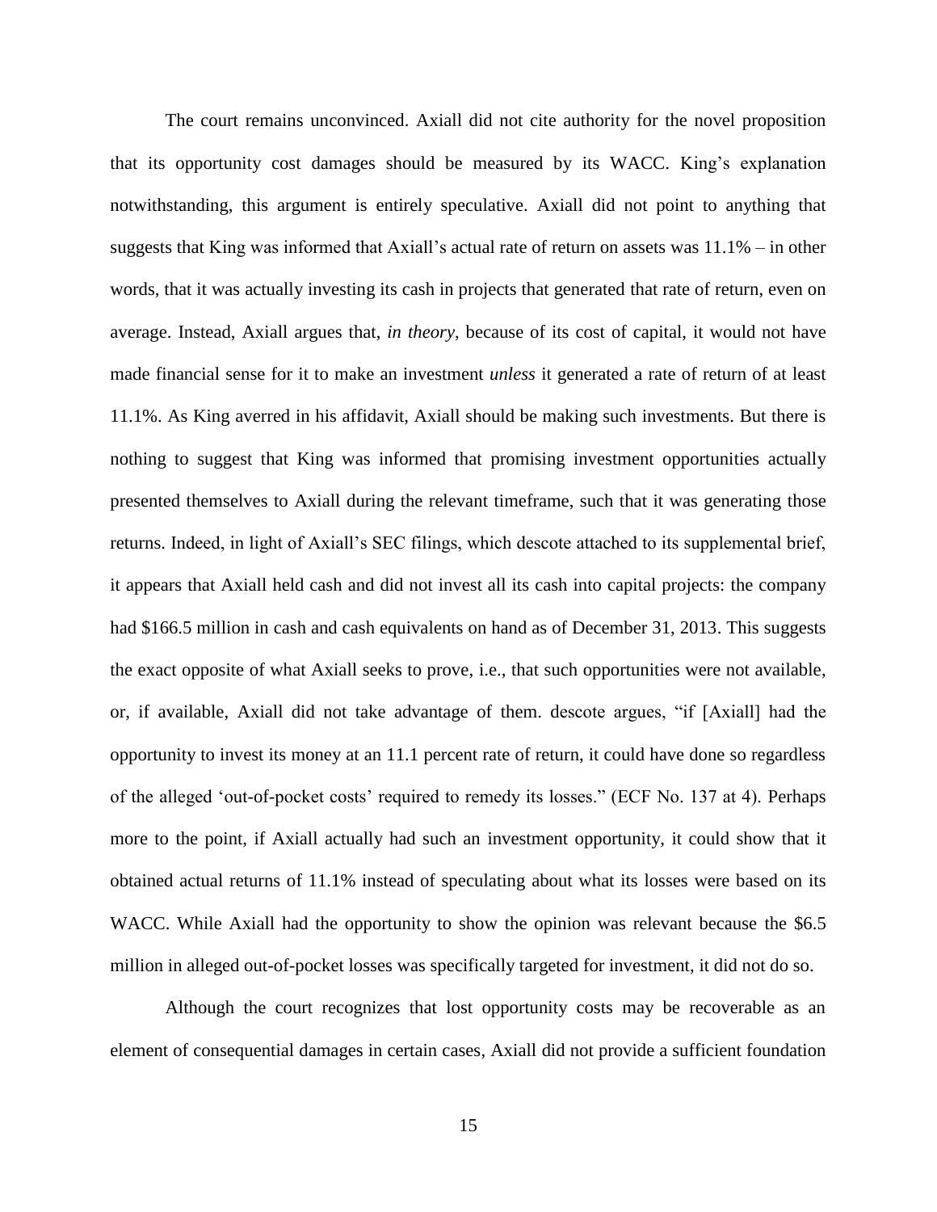The court remains unconvinced. Axiall did not cite authority for the novel proposition that its opportunity cost damages should be measured by its WACC. King's explanation notwithstanding, this argument is entirely speculative. Axiall did not point to anything that suggests that King was informed that Axiall's actual rate of return on assets was 11.1% – in other words, that it was actually investing its cash in projects that generated that rate of return, even on average. Instead, Axiall argues that, *in theory*, because of its cost of capital, it would not have made financial sense for it to make an investment *unless* it generated a rate of return of at least 11.1%. As King averred in his affidavit, Axiall should be making such investments. But there is nothing to suggest that King was informed that promising investment opportunities actually presented themselves to Axiall during the relevant timeframe, such that it was generating those returns. Indeed, in light of Axiall's SEC filings, which descote attached to its supplemental brief, it appears that Axiall held cash and did not invest all its cash into capital projects: the company had $166.5 million in cash and cash equivalents on hand as of December 31, 2013. This suggests the exact opposite of what Axiall seeks to prove, i.e., that such opportunities were not available, or, if available, Axiall did not take advantage of them. descote argues, "if [Axiall] had the opportunity to invest its money at an 11.1 percent rate of return, it could have done so regardless of the alleged 'out-of-pocket costs' required to remedy its losses." (ECF No. 137 at 4). Perhaps more to the point, if Axiall actually had such an investment opportunity, it could show that it obtained actual returns of 11.1% instead of speculating about what its losses were based on its WACC. While Axiall had the opportunity to show the opinion was relevant because the $6.5 million in alleged out-of-pocket losses was specifically targeted for investment, it did not do so.

Although the court recognizes that lost opportunity costs may be recoverable as an element of consequential damages in certain cases, Axiall did not provide a sufficient foundation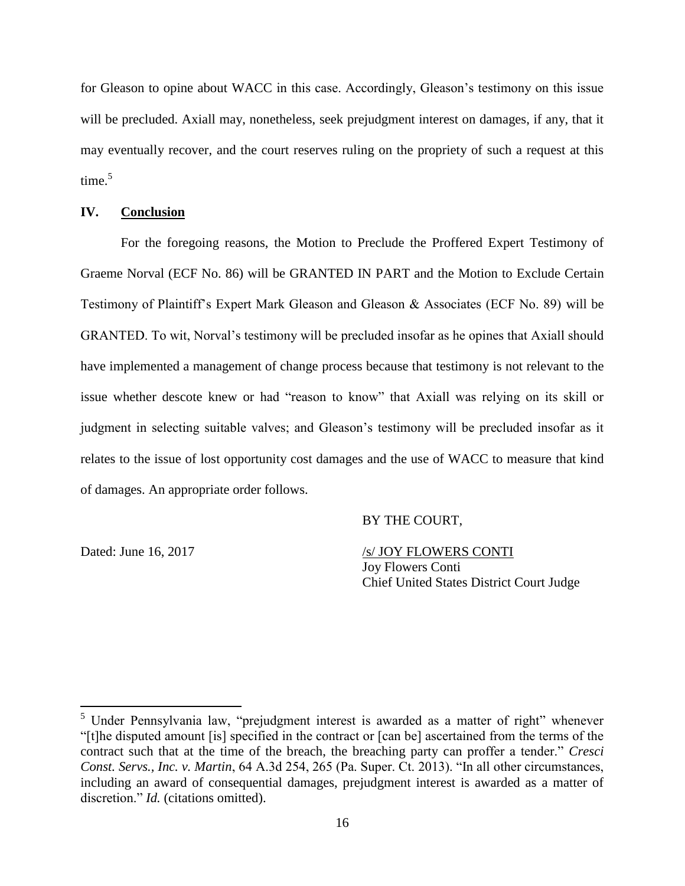for Gleason to opine about WACC in this case. Accordingly, Gleason's testimony on this issue will be precluded. Axiall may, nonetheless, seek prejudgment interest on damages, if any, that it may eventually recover, and the court reserves ruling on the propriety of such a request at this time.[5]

## IV. Conclusion

For the foregoing reasons, the Motion to Preclude the Proffered Expert Testimony of Graeme Norval (ECF No. 86) will be GRANTED IN PART and the Motion to Exclude Certain Testimony of Plaintiff's Expert Mark Gleason and Gleason & Associates (ECF No. 89) will be GRANTED. To wit, Norval's testimony will be precluded insofar as he opines that Axiall should have implemented a management of change process because that testimony is not relevant to the issue whether descote knew or had "reason to know" that Axiall was relying on its skill or judgment in selecting suitable valves; and Gleason's testimony will be precluded insofar as it relates to the issue of lost opportunity cost damages and the use of WACC to measure that kind of damages. An appropriate order follows.

BY THE COURT,

Dated: June 16, 2017

/s/ JOY FLOWERS CONTI
Joy Flowers Conti
Chief United States District Court Judge

---

[5] Under Pennsylvania law, "prejudgment interest is awarded as a matter of right" whenever "[t]he disputed amount [is] specified in the contract or [can be] ascertained from the terms of the contract such that at the time of the breach, the breaching party can proffer a tender." *Cresci Const. Servs., Inc. v. Martin*, 64 A.3d 254, 265 (Pa. Super. Ct. 2013). "In all other circumstances, including an award of consequential damages, prejudgment interest is awarded as a matter of discretion." *Id.* (citations omitted).